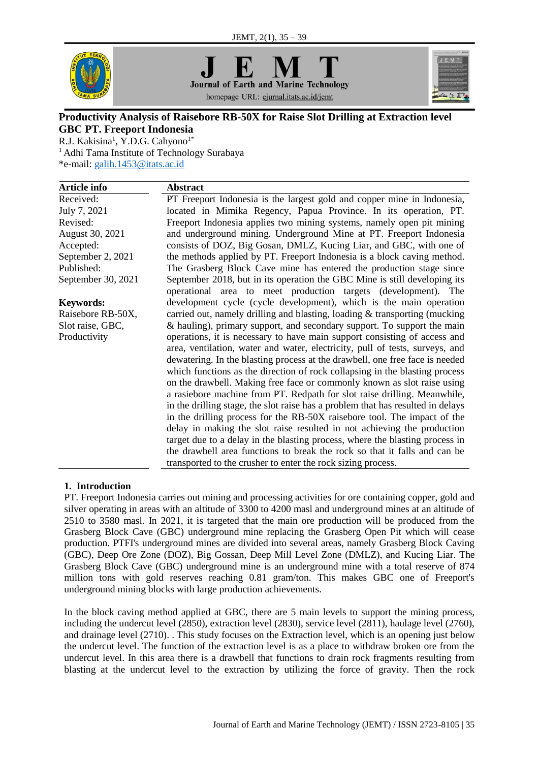# Productivity Analysis of Raisebore RB-50X for Raise Slot Drilling at Extraction level GBC PT. Freeport Indonesia

R.J. Kakisina[1], Y.D.G. Cahyono[1*]

[1] Adhi Tama Institute of Technology Surabaya

*e-mail: galih.1453@itats.ac.id

| Article info | Abstract |
|---|---|
| Received: July 7, 2021<br>Revised: August 30, 2021<br>Accepted: September 2, 2021<br>Published: September 30, 2021<br><br>**Keywords:**<br>Raisebore RB-50X, Slot raise, GBC, Productivity | PT Freeport Indonesia is the largest gold and copper mine in Indonesia, located in Mimika Regency, Papua Province. In its operation, PT. Freeport Indonesia applies two mining systems, namely open pit mining and underground mining. Underground Mine at PT. Freeport Indonesia consists of DOZ, Big Gosan, DMLZ, Kucing Liar, and GBC, with one of the methods applied by PT. Freeport Indonesia is a block caving method. The Grasberg Block Cave mine has entered the production stage since September 2018, but in its operation the GBC Mine is still developing its operational area to meet production targets (development). The development cycle (cycle development), which is the main operation carried out, namely drilling and blasting, loading & transporting (mucking & hauling), primary support, and secondary support. To support the main operations, it is necessary to have main support consisting of access and area, ventilation, water and water, electricity, pull of tests, surveys, and dewatering. In the blasting process at the drawbell, one free face is needed which functions as the direction of rock collapsing in the blasting process on the drawbell. Making free face or commonly known as slot raise using a rasiebore machine from PT. Redpath for slot raise drilling. Meanwhile, in the drilling stage, the slot raise has a problem that has resulted in delays in the drilling process for the RB-50X raisebore tool. The impact of the delay in making the slot raise resulted in not achieving the production target due to a delay in the blasting process, where the blasting process in the drawbell area functions to break the rock so that it falls and can be transported to the crusher to enter the rock sizing process. |

## 1. Introduction

PT. Freeport Indonesia carries out mining and processing activities for ore containing copper, gold and silver operating in areas with an altitude of 3300 to 4200 masl and underground mines at an altitude of 2510 to 3580 masl. In 2021, it is targeted that the main ore production will be produced from the Grasberg Block Cave (GBC) underground mine replacing the Grasberg Open Pit which will cease production. PTFI's underground mines are divided into several areas, namely Grasberg Block Caving (GBC), Deep Ore Zone (DOZ), Big Gossan, Deep Mill Level Zone (DMLZ), and Kucing Liar. The Grasberg Block Cave (GBC) underground mine is an underground mine with a total reserve of 874 million tons with gold reserves reaching 0.81 gram/ton. This makes GBC one of Freeport's underground mining blocks with large production achievements.

In the block caving method applied at GBC, there are 5 main levels to support the mining process, including the undercut level (2850), extraction level (2830), service level (2811), haulage level (2760), and drainage level (2710). . This study focuses on the Extraction level, which is an opening just below the undercut level. The function of the extraction level is as a place to withdraw broken ore from the undercut level. In this area there is a drawbell that functions to drain rock fragments resulting from blasting at the undercut level to the extraction by utilizing the force of gravity. Then the rock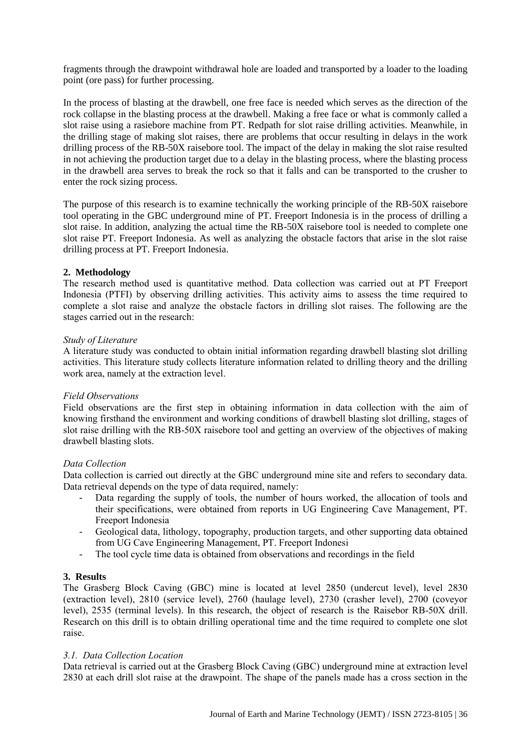fragments through the drawpoint withdrawal hole are loaded and transported by a loader to the loading point (ore pass) for further processing.

In the process of blasting at the drawbell, one free face is needed which serves as the direction of the rock collapse in the blasting process at the drawbell. Making a free face or what is commonly called a slot raise using a rasiebore machine from PT. Redpath for slot raise drilling activities. Meanwhile, in the drilling stage of making slot raises, there are problems that occur resulting in delays in the work drilling process of the RB-50X raisebore tool. The impact of the delay in making the slot raise resulted in not achieving the production target due to a delay in the blasting process, where the blasting process in the drawbell area serves to break the rock so that it falls and can be transported to the crusher to enter the rock sizing process.

The purpose of this research is to examine technically the working principle of the RB-50X raisebore tool operating in the GBC underground mine of PT. Freeport Indonesia is in the process of drilling a slot raise. In addition, analyzing the actual time the RB-50X raisebore tool is needed to complete one slot raise PT. Freeport Indonesia. As well as analyzing the obstacle factors that arise in the slot raise drilling process at PT. Freeport Indonesia.

## 2. Methodology

The research method used is quantitative method. Data collection was carried out at PT Freeport Indonesia (PTFI) by observing drilling activities. This activity aims to assess the time required to complete a slot raise and analyze the obstacle factors in drilling slot raises. The following are the stages carried out in the research:

*Study of Literature*

A literature study was conducted to obtain initial information regarding drawbell blasting slot drilling activities. This literature study collects literature information related to drilling theory and the drilling work area, namely at the extraction level.

*Field Observations*

Field observations are the first step in obtaining information in data collection with the aim of knowing firsthand the environment and working conditions of drawbell blasting slot drilling, stages of slot raise drilling with the RB-50X raisebore tool and getting an overview of the objectives of making drawbell blasting slots.

*Data Collection*

Data collection is carried out directly at the GBC underground mine site and refers to secondary data. Data retrieval depends on the type of data required, namely:

- Data regarding the supply of tools, the number of hours worked, the allocation of tools and their specifications, were obtained from reports in UG Engineering Cave Management, PT. Freeport Indonesia
- Geological data, lithology, topography, production targets, and other supporting data obtained from UG Cave Engineering Management, PT. Freeport Indonesi
- The tool cycle time data is obtained from observations and recordings in the field

## 3. Results

The Grasberg Block Caving (GBC) mine is located at level 2850 (undercut level), level 2830 (extraction level), 2810 (service level), 2760 (haulage level), 2730 (crasher level), 2700 (coveyor level), 2535 (terminal levels). In this research, the object of research is the Raisebor RB-50X drill. Research on this drill is to obtain drilling operational time and the time required to complete one slot raise.

### *3.1. Data Collection Location*

Data retrieval is carried out at the Grasberg Block Caving (GBC) underground mine at extraction level 2830 at each drill slot raise at the drawpoint. The shape of the panels made has a cross section in the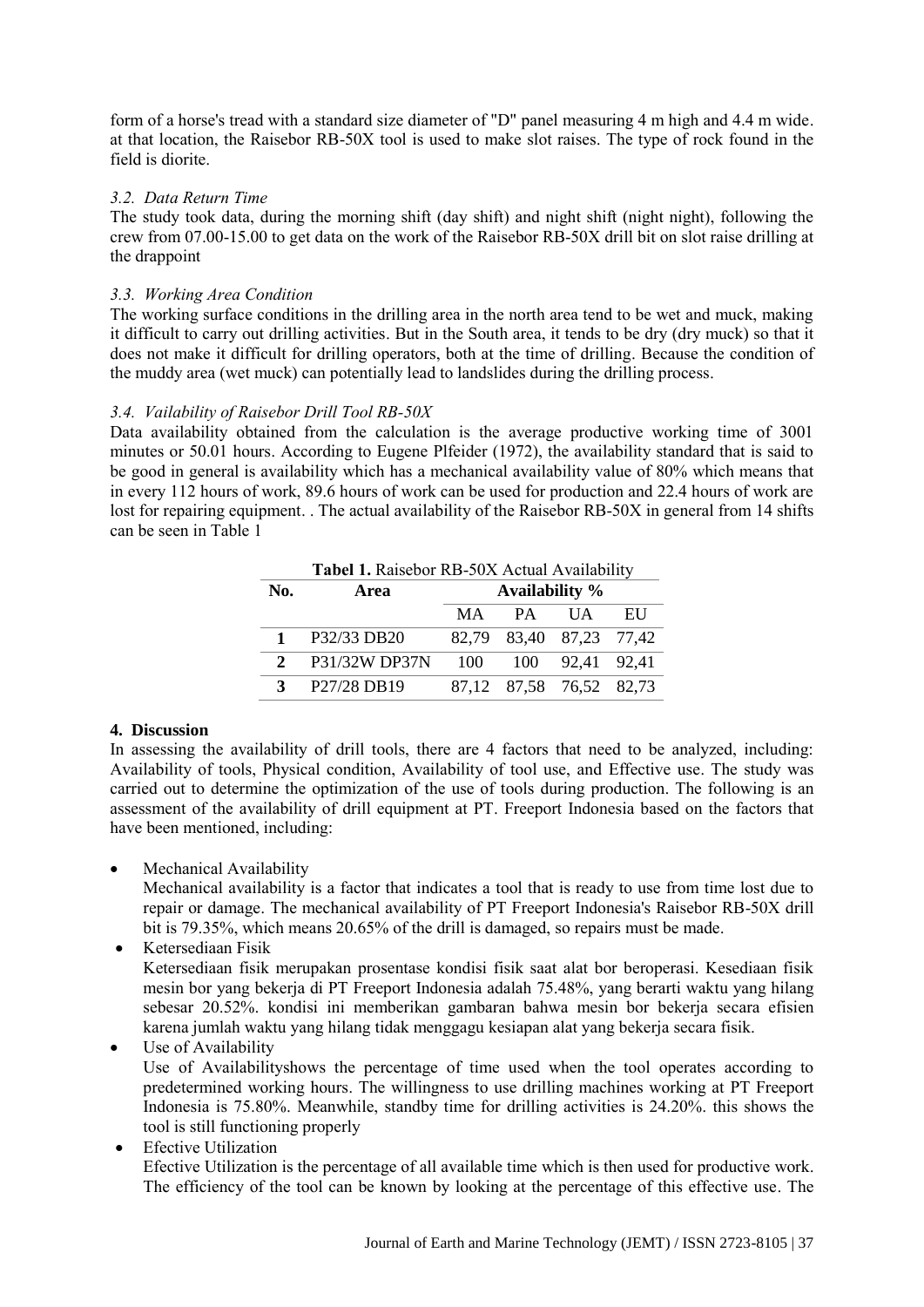form of a horse's tread with a standard size diameter of "D" panel measuring 4 m high and 4.4 m wide. at that location, the Raisebor RB-50X tool is used to make slot raises. The type of rock found in the field is diorite.

### *3.2. Data Return Time*

The study took data, during the morning shift (day shift) and night shift (night night), following the crew from 07.00-15.00 to get data on the work of the Raisebor RB-50X drill bit on slot raise drilling at the drappoint

### *3.3. Working Area Condition*

The working surface conditions in the drilling area in the north area tend to be wet and muck, making it difficult to carry out drilling activities. But in the South area, it tends to be dry (dry muck) so that it does not make it difficult for drilling operators, both at the time of drilling. Because the condition of the muddy area (wet muck) can potentially lead to landslides during the drilling process.

### *3.4. Vailability of Raisebor Drill Tool RB-50X*

Data availability obtained from the calculation is the average productive working time of 3001 minutes or 50.01 hours. According to Eugene Plfeider (1972), the availability standard that is said to be good in general is availability which has a mechanical availability value of 80% which means that in every 112 hours of work, 89.6 hours of work can be used for production and 22.4 hours of work are lost for repairing equipment. . The actual availability of the Raisebor RB-50X in general from 14 shifts can be seen in Table 1

**Tabel 1.** Raisebor RB-50X Actual Availability

| No. | Area | Availability % | | | |
|---|---|---|---|---|---|
| | | MA | PA | UA | EU |
| **1** | P32/33 DB20 | 82,79 | 83,40 | 87,23 | 77,42 |
| **2** | P31/32W DP37N | 100 | 100 | 92,41 | 92,41 |
| **3** | P27/28 DB19 | 87,12 | 87,58 | 76,52 | 82,73 |

## 4. Discussion

In assessing the availability of drill tools, there are 4 factors that need to be analyzed, including: Availability of tools, Physical condition, Availability of tool use, and Effective use. The study was carried out to determine the optimization of the use of tools during production. The following is an assessment of the availability of drill equipment at PT. Freeport Indonesia based on the factors that have been mentioned, including:

- Mechanical Availability
  Mechanical availability is a factor that indicates a tool that is ready to use from time lost due to repair or damage. The mechanical availability of PT Freeport Indonesia's Raisebor RB-50X drill bit is 79.35%, which means 20.65% of the drill is damaged, so repairs must be made.
- Ketersediaan Fisik
  Ketersediaan fisik merupakan prosentase kondisi fisik saat alat bor beroperasi. Kesediaan fisik mesin bor yang bekerja di PT Freeport Indonesia adalah 75.48%, yang berarti waktu yang hilang sebesar 20.52%. kondisi ini memberikan gambaran bahwa mesin bor bekerja secara efisien karena jumlah waktu yang hilang tidak menggagu kesiapan alat yang bekerja secara fisik.
- Use of Availability
  Use of Availabilityshows the percentage of time used when the tool operates according to predetermined working hours. The willingness to use drilling machines working at PT Freeport Indonesia is 75.80%. Meanwhile, standby time for drilling activities is 24.20%. this shows the tool is still functioning properly
- Efective Utilization
  Efective Utilization is the percentage of all available time which is then used for productive work. The efficiency of the tool can be known by looking at the percentage of this effective use. The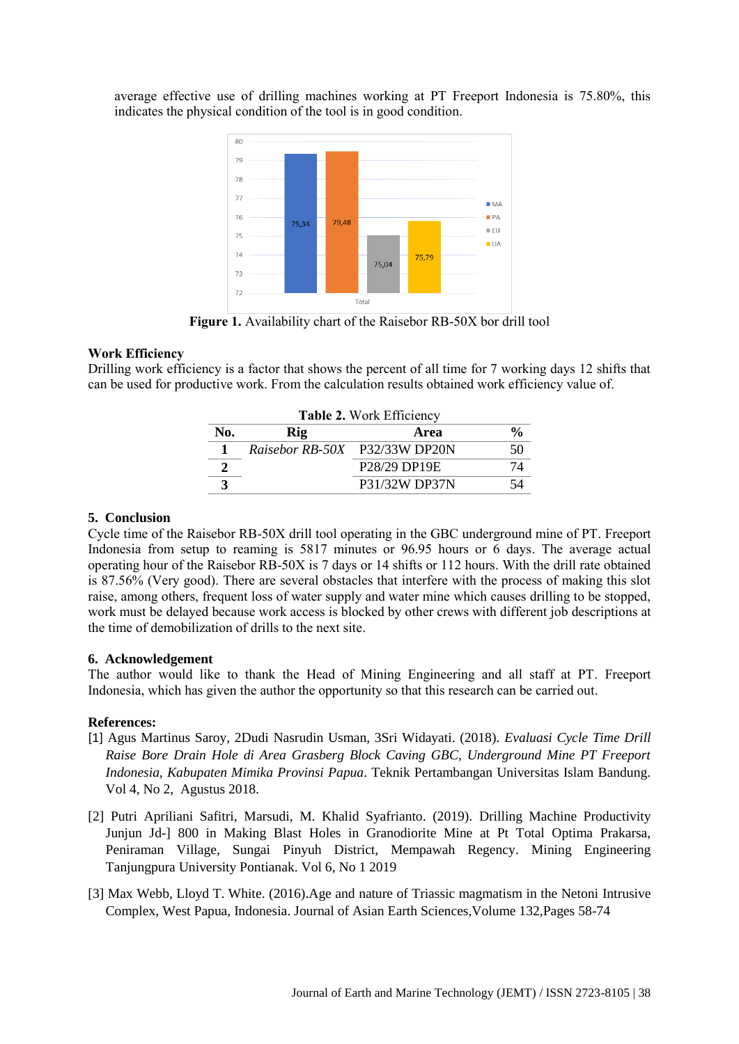average effective use of drilling machines working at PT Freeport Indonesia is 75.80%, this indicates the physical condition of the tool is in good condition.

**Figure 1.** Availability chart of the Raisebor RB-50X bor drill tool

**Work Efficiency**

Drilling work efficiency is a factor that shows the percent of all time for 7 working days 12 shifts that can be used for productive work. From the calculation results obtained work efficiency value of.

**Table 2.** Work Efficiency

| No. | Rig | Area | % |
|---|---|---|---|
| **1** | *Raisebor RB-50X* | P32/33W DP20N | 50 |
| **2** | | P28/29 DP19E | 74 |
| **3** | | P31/32W DP37N | 54 |

## 5. Conclusion

Cycle time of the Raisebor RB-50X drill tool operating in the GBC underground mine of PT. Freeport Indonesia from setup to reaming is 5817 minutes or 96.95 hours or 6 days. The average actual operating hour of the Raisebor RB-50X is 7 days or 14 shifts or 112 hours. With the drill rate obtained is 87.56% (Very good). There are several obstacles that interfere with the process of making this slot raise, among others, frequent loss of water supply and water mine which causes drilling to be stopped, work must be delayed because work access is blocked by other crews with different job descriptions at the time of demobilization of drills to the next site.

## 6. Acknowledgement

The author would like to thank the Head of Mining Engineering and all staff at PT. Freeport Indonesia, which has given the author the opportunity so that this research can be carried out.

**References:**

[1] Agus Martinus Saroy, 2Dudi Nasrudin Usman, 3Sri Widayati. (2018). *Evaluasi Cycle Time Drill Raise Bore Drain Hole di Area Grasberg Block Caving GBC, Underground Mine PT Freeport Indonesia, Kabupaten Mimika Provinsi Papua*. Teknik Pertambangan Universitas Islam Bandung. Vol 4, No 2, Agustus 2018.

[2] Putri Apriliani Safitri, Marsudi, M. Khalid Syafrianto. (2019). Drilling Machine Productivity Junjun Jd-] 800 in Making Blast Holes in Granodiorite Mine at Pt Total Optima Prakarsa, Peniraman Village, Sungai Pinyuh District, Mempawah Regency. Mining Engineering Tanjungpura University Pontianak. Vol 6, No 1 2019

[3] Max Webb, Lloyd T. White. (2016).Age and nature of Triassic magmatism in the Netoni Intrusive Complex, West Papua, Indonesia. Journal of Asian Earth Sciences,Volume 132,Pages 58-74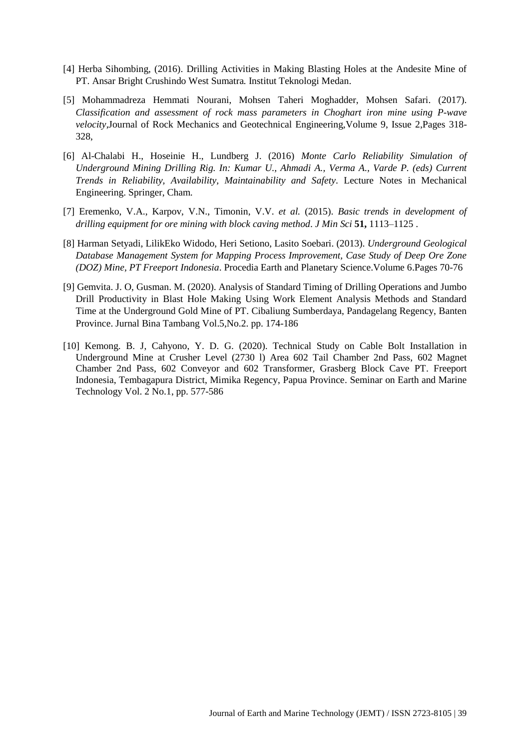[4] Herba Sihombing, (2016). Drilling Activities in Making Blasting Holes at the Andesite Mine of PT. Ansar Bright Crushindo West Sumatra*.* Institut Teknologi Medan.

[5] Mohammadreza Hemmati Nourani, Mohsen Taheri Moghadder, Mohsen Safari. (2017). *Classification and assessment of rock mass parameters in Choghart iron mine using P-wave velocity*,Journal of Rock Mechanics and Geotechnical Engineering,Volume 9, Issue 2,Pages 318-328,

[6] Al-Chalabi H., Hoseinie H., Lundberg J. (2016) *Monte Carlo Reliability Simulation of Underground Mining Drilling Rig. In: Kumar U., Ahmadi A., Verma A., Varde P. (eds) Current Trends in Reliability, Availability, Maintainability and Safety*. Lecture Notes in Mechanical Engineering. Springer, Cham*.*

[7] Eremenko, V.A., Karpov, V.N., Timonin, V.V. *et al.* (2015). *Basic trends in development of drilling equipment for ore mining with block caving method*. *J Min Sci* **51,** 1113–1125 .

[8] Harman Setyadi, LilikEko Widodo, Heri Setiono, Lasito Soebari. (2013). *Underground Geological Database Management System for Mapping Process Improvement, Case Study of Deep Ore Zone (DOZ) Mine, PT Freeport Indonesia*. Procedia Earth and Planetary Science.Volume 6.Pages 70-76

[9] Gemvita. J. O, Gusman. M. (2020). Analysis of Standard Timing of Drilling Operations and Jumbo Drill Productivity in Blast Hole Making Using Work Element Analysis Methods and Standard Time at the Underground Gold Mine of PT. Cibaliung Sumberdaya, Pandagelang Regency, Banten Province. Jurnal Bina Tambang Vol.5,No.2. pp. 174-186

[10] Kemong. B. J, Cahyono, Y. D. G. (2020). Technical Study on Cable Bolt Installation in Underground Mine at Crusher Level (2730 l) Area 602 Tail Chamber 2nd Pass, 602 Magnet Chamber 2nd Pass, 602 Conveyor and 602 Transformer, Grasberg Block Cave PT. Freeport Indonesia, Tembagapura District, Mimika Regency, Papua Province. Seminar on Earth and Marine Technology Vol. 2 No.1, pp. 577-586